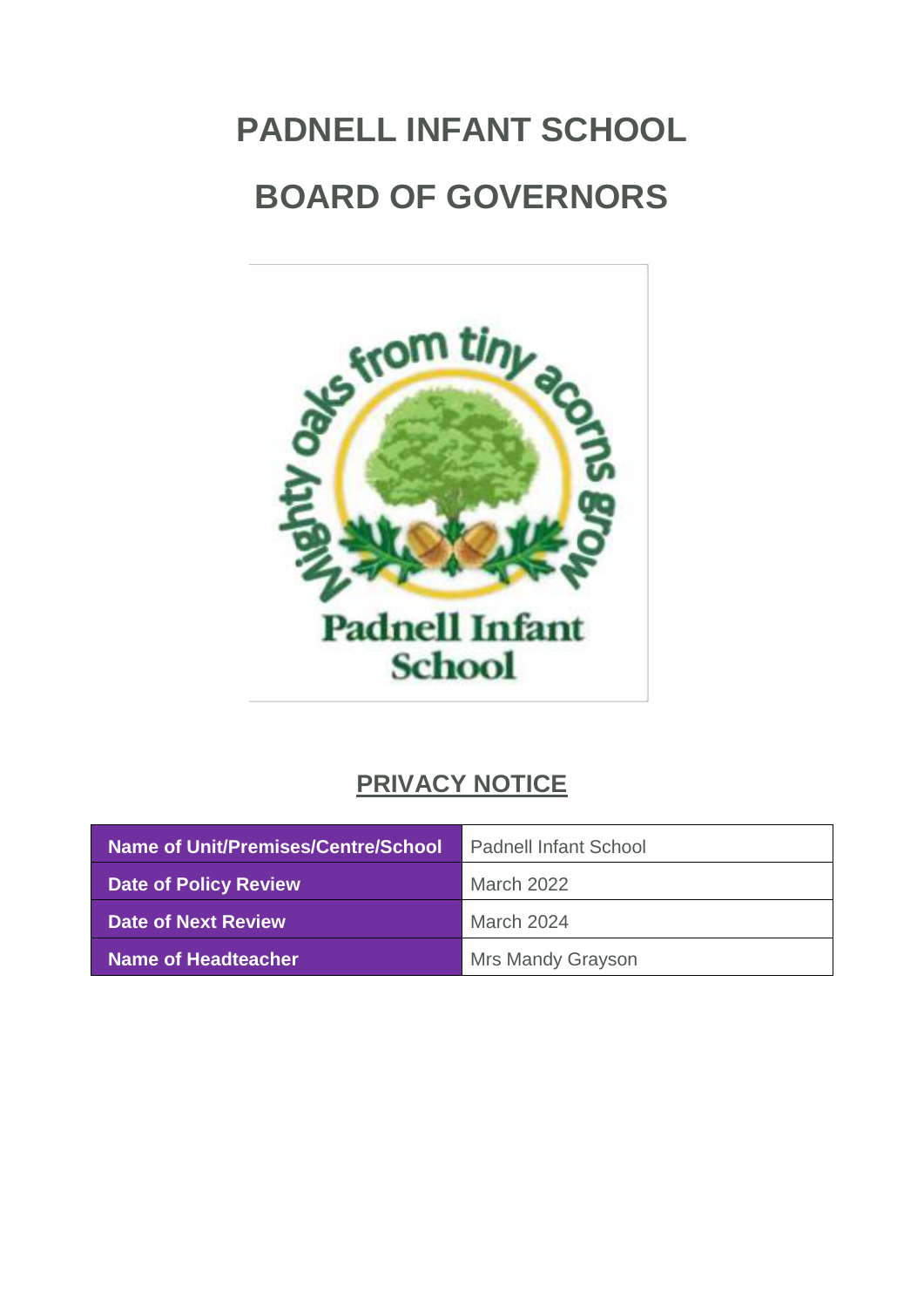# PADNELL INFANT SCHOOL

# BOARD OF GOVERNORS

## PRIVACY NOTICE

| Name of Unit/Premises/Centre/School | Padnell Infant School |
|---|---|
| Date of Policy Review | March 2022 |
| Date of Next Review | March 2024 |
| Name of Headteacher | Mrs Mandy Grayson |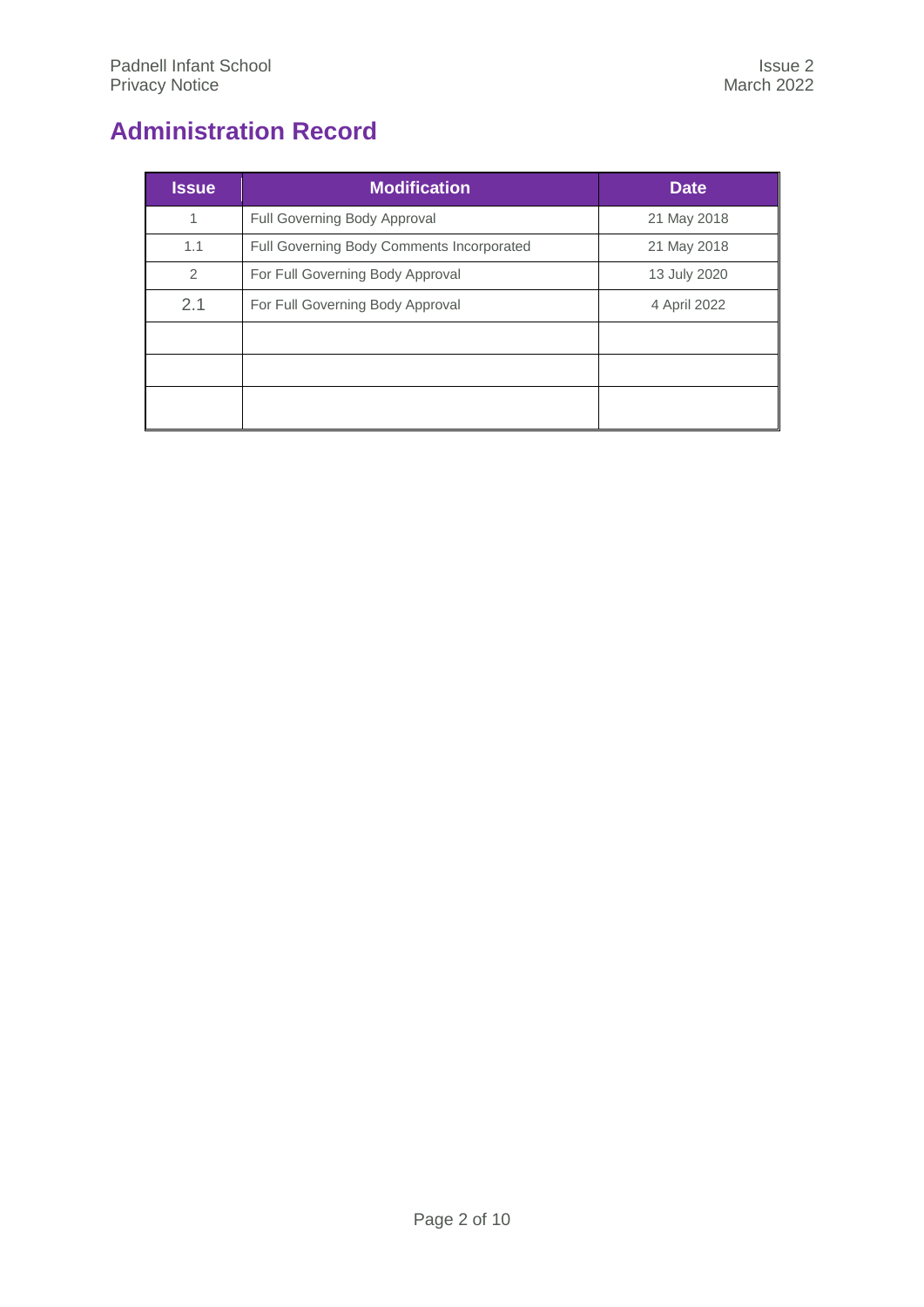# Administration Record

| Issue | Modification | Date |
|---|---|---|
| 1 | Full Governing Body Approval | 21 May 2018 |
| 1.1 | Full Governing Body Comments Incorporated | 21 May 2018 |
| 2 | For Full Governing Body Approval | 13 July 2020 |
| 2.1 | For Full Governing Body Approval | 4 April 2022 |
| | | |
| | | |
| | | |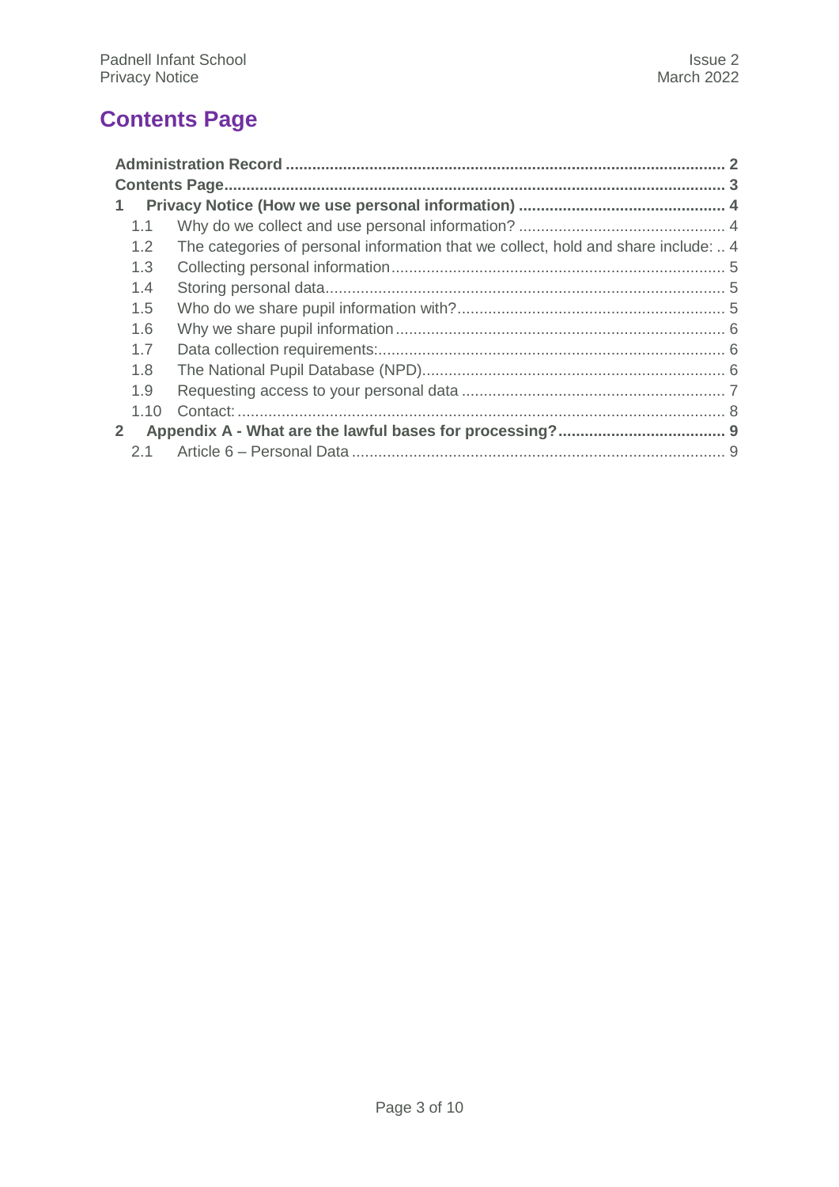# Contents Page

**Administration Record** .......... **2**

**Contents Page** .......... **3**

**1 Privacy Notice (How we use personal information)** .......... **4**

- 1.1 Why do we collect and use personal information? .......... 4
- 1.2 The categories of personal information that we collect, hold and share include: .. 4
- 1.3 Collecting personal information .......... 5
- 1.4 Storing personal data .......... 5
- 1.5 Who do we share pupil information with? .......... 5
- 1.6 Why we share pupil information .......... 6
- 1.7 Data collection requirements: .......... 6
- 1.8 The National Pupil Database (NPD) .......... 6
- 1.9 Requesting access to your personal data .......... 7
- 1.10 Contact: .......... 8

**2 Appendix A - What are the lawful bases for processing?** .......... **9**

- 2.1 Article 6 – Personal Data .......... 9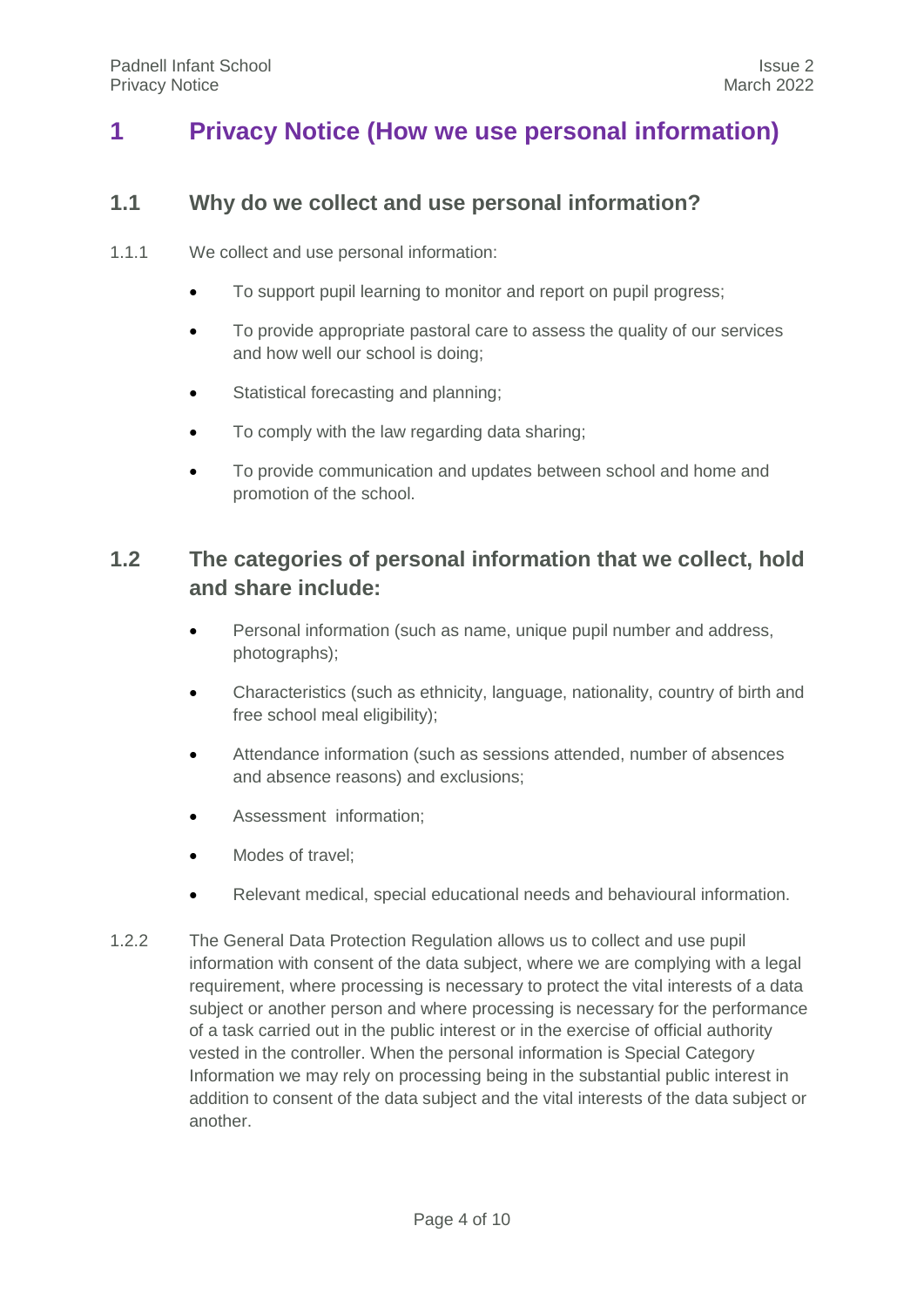# 1 Privacy Notice (How we use personal information)

## 1.1 Why do we collect and use personal information?

1.1.1 We collect and use personal information:

- To support pupil learning to monitor and report on pupil progress;
- To provide appropriate pastoral care to assess the quality of our services and how well our school is doing;
- Statistical forecasting and planning;
- To comply with the law regarding data sharing;
- To provide communication and updates between school and home and promotion of the school.

## 1.2 The categories of personal information that we collect, hold and share include:

- Personal information (such as name, unique pupil number and address, photographs);
- Characteristics (such as ethnicity, language, nationality, country of birth and free school meal eligibility);
- Attendance information (such as sessions attended, number of absences and absence reasons) and exclusions;
- Assessment information;
- Modes of travel;
- Relevant medical, special educational needs and behavioural information.

1.2.2 The General Data Protection Regulation allows us to collect and use pupil information with consent of the data subject, where we are complying with a legal requirement, where processing is necessary to protect the vital interests of a data subject or another person and where processing is necessary for the performance of a task carried out in the public interest or in the exercise of official authority vested in the controller. When the personal information is Special Category Information we may rely on processing being in the substantial public interest in addition to consent of the data subject and the vital interests of the data subject or another.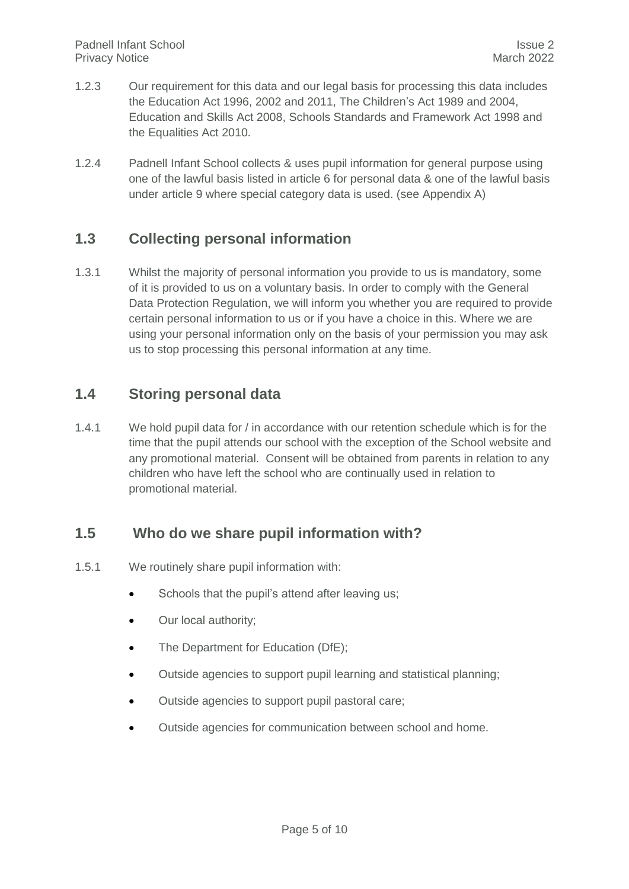1.2.3 Our requirement for this data and our legal basis for processing this data includes the Education Act 1996, 2002 and 2011, The Children's Act 1989 and 2004, Education and Skills Act 2008, Schools Standards and Framework Act 1998 and the Equalities Act 2010.

1.2.4 Padnell Infant School collects & uses pupil information for general purpose using one of the lawful basis listed in article 6 for personal data & one of the lawful basis under article 9 where special category data is used. (see Appendix A)

## 1.3 Collecting personal information

1.3.1 Whilst the majority of personal information you provide to us is mandatory, some of it is provided to us on a voluntary basis. In order to comply with the General Data Protection Regulation, we will inform you whether you are required to provide certain personal information to us or if you have a choice in this. Where we are using your personal information only on the basis of your permission you may ask us to stop processing this personal information at any time.

## 1.4 Storing personal data

1.4.1 We hold pupil data for / in accordance with our retention schedule which is for the time that the pupil attends our school with the exception of the School website and any promotional material. Consent will be obtained from parents in relation to any children who have left the school who are continually used in relation to promotional material.

## 1.5 Who do we share pupil information with?

1.5.1 We routinely share pupil information with:

- Schools that the pupil's attend after leaving us;
- Our local authority;
- The Department for Education (DfE);
- Outside agencies to support pupil learning and statistical planning;
- Outside agencies to support pupil pastoral care;
- Outside agencies for communication between school and home.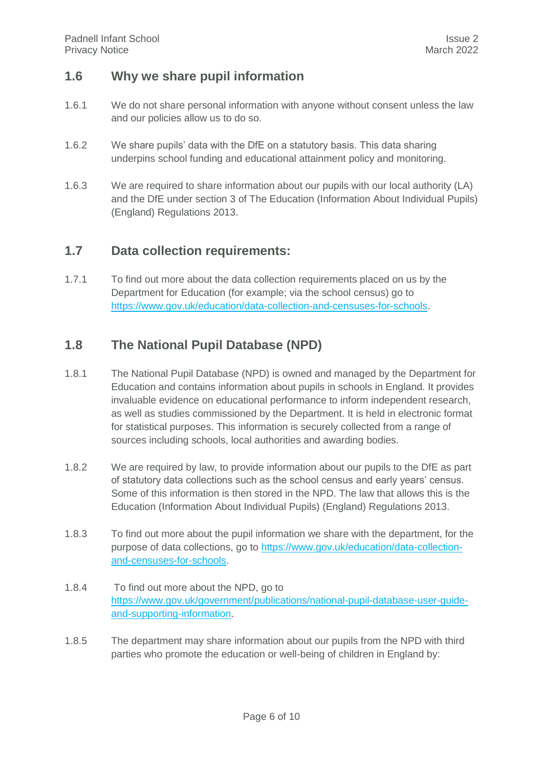## 1.6 Why we share pupil information

1.6.1 We do not share personal information with anyone without consent unless the law and our policies allow us to do so.

1.6.2 We share pupils' data with the DfE on a statutory basis. This data sharing underpins school funding and educational attainment policy and monitoring.

1.6.3 We are required to share information about our pupils with our local authority (LA) and the DfE under section 3 of The Education (Information About Individual Pupils) (England) Regulations 2013.

## 1.7 Data collection requirements:

1.7.1 To find out more about the data collection requirements placed on us by the Department for Education (for example; via the school census) go to [https://www.gov.uk/education/data-collection-and-censuses-for-schools](https://www.gov.uk/education/data-collection-and-censuses-for-schools).

## 1.8 The National Pupil Database (NPD)

1.8.1 The National Pupil Database (NPD) is owned and managed by the Department for Education and contains information about pupils in schools in England. It provides invaluable evidence on educational performance to inform independent research, as well as studies commissioned by the Department. It is held in electronic format for statistical purposes. This information is securely collected from a range of sources including schools, local authorities and awarding bodies.

1.8.2 We are required by law, to provide information about our pupils to the DfE as part of statutory data collections such as the school census and early years' census. Some of this information is then stored in the NPD. The law that allows this is the Education (Information About Individual Pupils) (England) Regulations 2013.

1.8.3 To find out more about the pupil information we share with the department, for the purpose of data collections, go to [https://www.gov.uk/education/data-collection-and-censuses-for-schools](https://www.gov.uk/education/data-collection-and-censuses-for-schools).

1.8.4 To find out more about the NPD, go to [https://www.gov.uk/government/publications/national-pupil-database-user-guide-and-supporting-information](https://www.gov.uk/government/publications/national-pupil-database-user-guide-and-supporting-information).

1.8.5 The department may share information about our pupils from the NPD with third parties who promote the education or well-being of children in England by: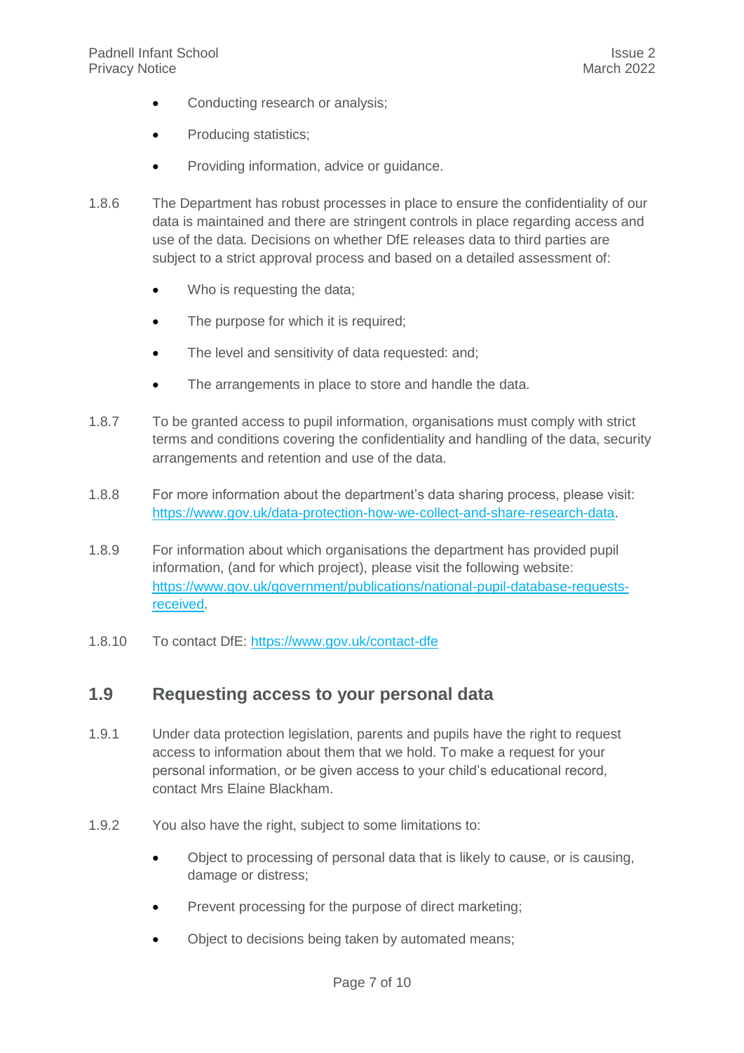- Conducting research or analysis;
- Producing statistics;
- Providing information, advice or guidance.

1.8.6 The Department has robust processes in place to ensure the confidentiality of our data is maintained and there are stringent controls in place regarding access and use of the data. Decisions on whether DfE releases data to third parties are subject to a strict approval process and based on a detailed assessment of:

- Who is requesting the data;
- The purpose for which it is required;
- The level and sensitivity of data requested: and;
- The arrangements in place to store and handle the data.

1.8.7 To be granted access to pupil information, organisations must comply with strict terms and conditions covering the confidentiality and handling of the data, security arrangements and retention and use of the data.

1.8.8 For more information about the department's data sharing process, please visit: [https://www.gov.uk/data-protection-how-we-collect-and-share-research-data](https://www.gov.uk/data-protection-how-we-collect-and-share-research-data).

1.8.9 For information about which organisations the department has provided pupil information, (and for which project), please visit the following website: [https://www.gov.uk/government/publications/national-pupil-database-requests-received](https://www.gov.uk/government/publications/national-pupil-database-requests-received).

1.8.10 To contact DfE: [https://www.gov.uk/contact-dfe](https://www.gov.uk/contact-dfe)

## 1.9 Requesting access to your personal data

1.9.1 Under data protection legislation, parents and pupils have the right to request access to information about them that we hold. To make a request for your personal information, or be given access to your child's educational record, contact Mrs Elaine Blackham.

1.9.2 You also have the right, subject to some limitations to:

- Object to processing of personal data that is likely to cause, or is causing, damage or distress;
- Prevent processing for the purpose of direct marketing;
- Object to decisions being taken by automated means;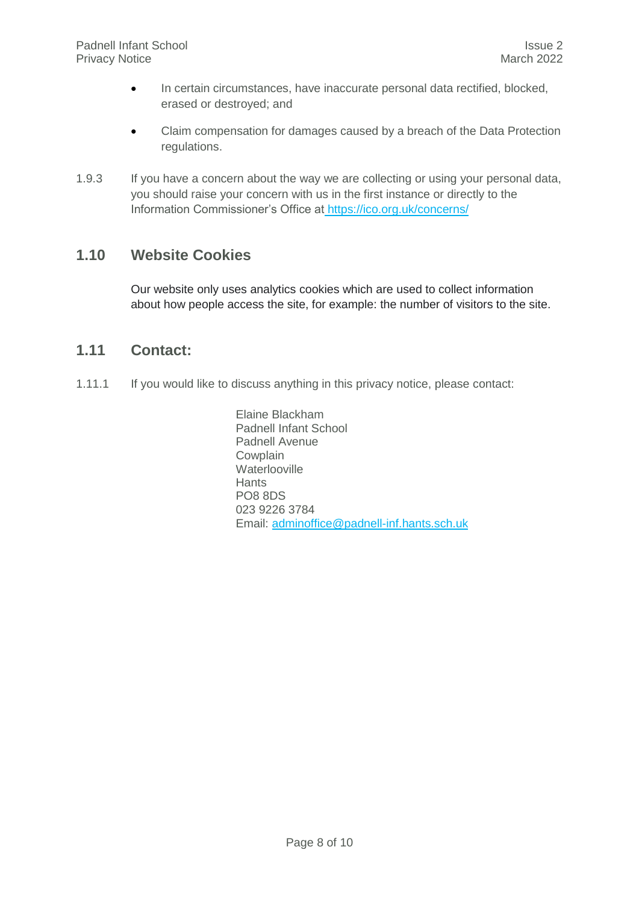- In certain circumstances, have inaccurate personal data rectified, blocked, erased or destroyed; and
- Claim compensation for damages caused by a breach of the Data Protection regulations.

1.9.3 If you have a concern about the way we are collecting or using your personal data, you should raise your concern with us in the first instance or directly to the Information Commissioner's Office at https://ico.org.uk/concerns/

## 1.10 Website Cookies

Our website only uses analytics cookies which are used to collect information about how people access the site, for example: the number of visitors to the site.

## 1.11 Contact:

1.11.1 If you would like to discuss anything in this privacy notice, please contact:

Elaine Blackham
Padnell Infant School
Padnell Avenue
Cowplain
Waterlooville
Hants
PO8 8DS
023 9226 3784
Email: adminoffice@padnell-inf.hants.sch.uk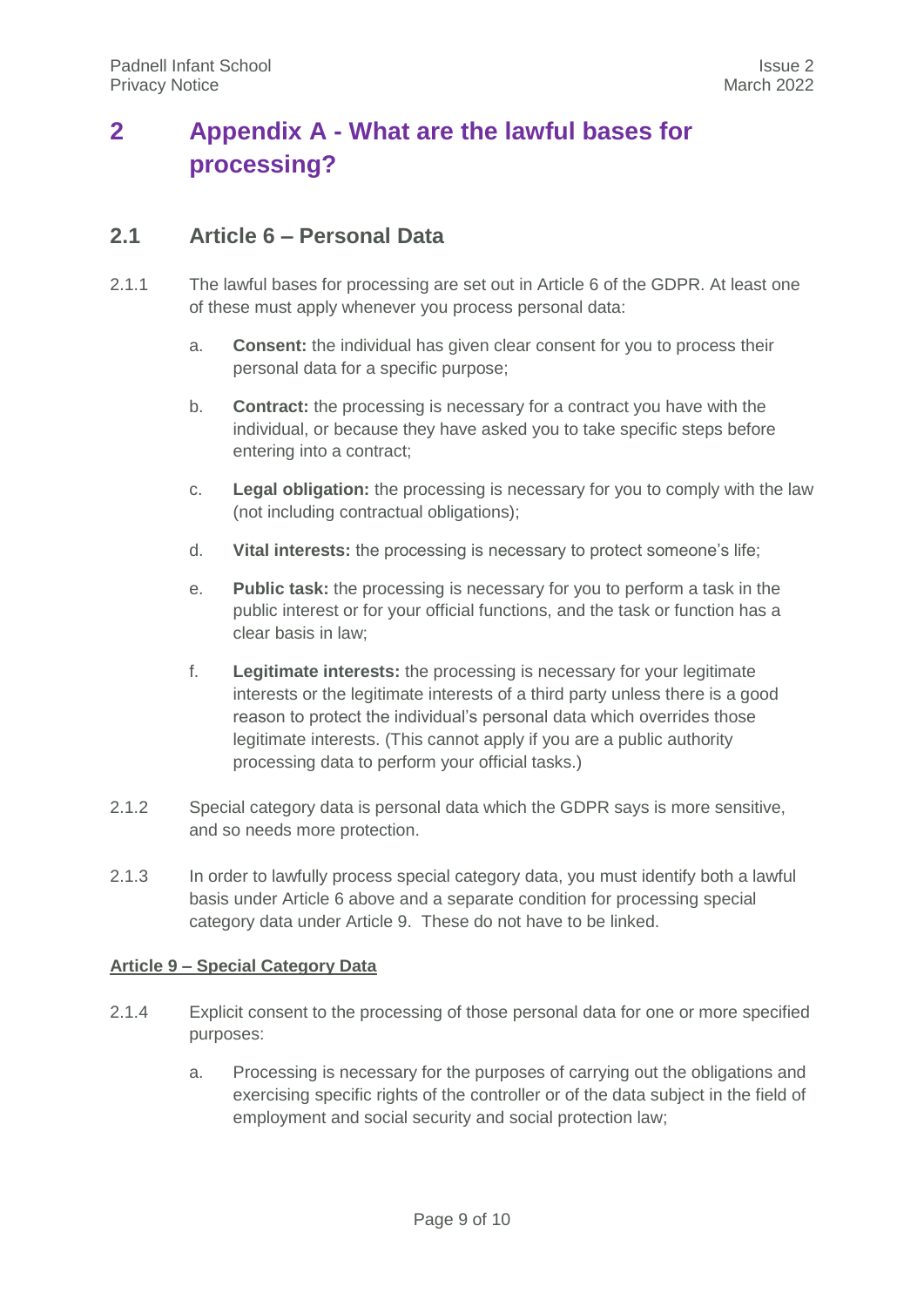# 2 Appendix A - What are the lawful bases for processing?

## 2.1 Article 6 – Personal Data

2.1.1 The lawful bases for processing are set out in Article 6 of the GDPR. At least one of these must apply whenever you process personal data:

a. **Consent:** the individual has given clear consent for you to process their personal data for a specific purpose;

b. **Contract:** the processing is necessary for a contract you have with the individual, or because they have asked you to take specific steps before entering into a contract;

c. **Legal obligation:** the processing is necessary for you to comply with the law (not including contractual obligations);

d. **Vital interests:** the processing is necessary to protect someone's life;

e. **Public task:** the processing is necessary for you to perform a task in the public interest or for your official functions, and the task or function has a clear basis in law;

f. **Legitimate interests:** the processing is necessary for your legitimate interests or the legitimate interests of a third party unless there is a good reason to protect the individual's personal data which overrides those legitimate interests. (This cannot apply if you are a public authority processing data to perform your official tasks.)

2.1.2 Special category data is personal data which the GDPR says is more sensitive, and so needs more protection.

2.1.3 In order to lawfully process special category data, you must identify both a lawful basis under Article 6 above and a separate condition for processing special category data under Article 9. These do not have to be linked.

**Article 9 – Special Category Data**

2.1.4 Explicit consent to the processing of those personal data for one or more specified purposes:

a. Processing is necessary for the purposes of carrying out the obligations and exercising specific rights of the controller or of the data subject in the field of employment and social security and social protection law;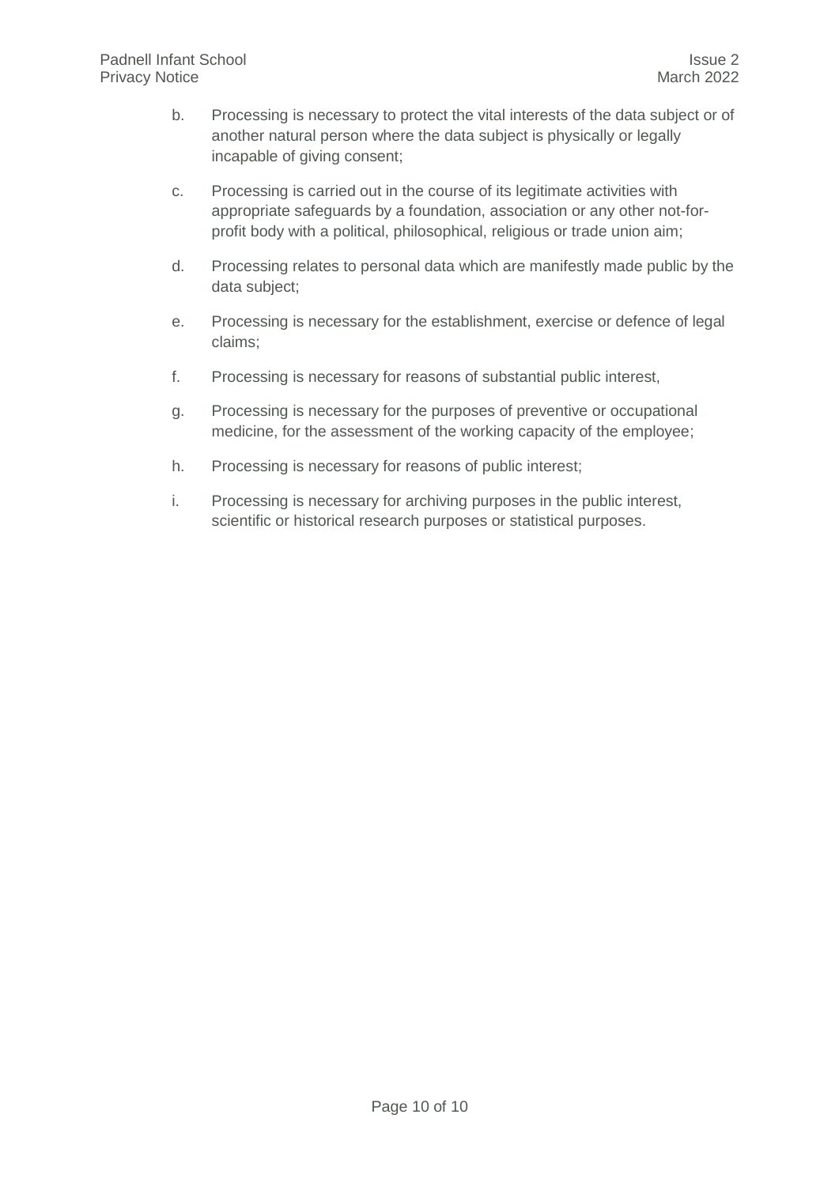b. Processing is necessary to protect the vital interests of the data subject or of another natural person where the data subject is physically or legally incapable of giving consent;

c. Processing is carried out in the course of its legitimate activities with appropriate safeguards by a foundation, association or any other not-for-profit body with a political, philosophical, religious or trade union aim;

d. Processing relates to personal data which are manifestly made public by the data subject;

e. Processing is necessary for the establishment, exercise or defence of legal claims;

f. Processing is necessary for reasons of substantial public interest,

g. Processing is necessary for the purposes of preventive or occupational medicine, for the assessment of the working capacity of the employee;

h. Processing is necessary for reasons of public interest;

i. Processing is necessary for archiving purposes in the public interest, scientific or historical research purposes or statistical purposes.